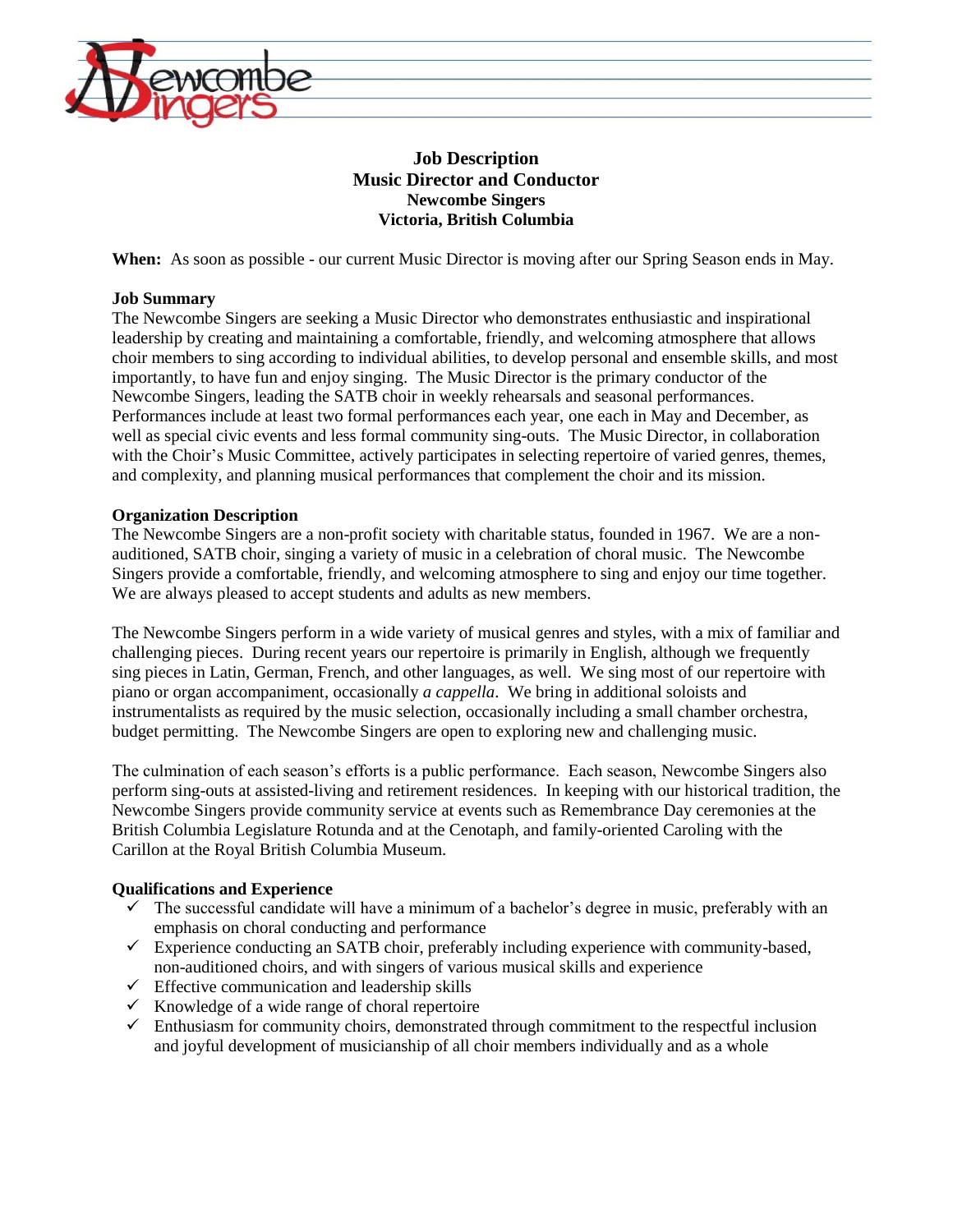# Job Description
## Music Director and Conductor
### Newcombe Singers
### Victoria, British Columbia

**When:** As soon as possible - our current Music Director is moving after our Spring Season ends in May.

**Job Summary**

The Newcombe Singers are seeking a Music Director who demonstrates enthusiastic and inspirational leadership by creating and maintaining a comfortable, friendly, and welcoming atmosphere that allows choir members to sing according to individual abilities, to develop personal and ensemble skills, and most importantly, to have fun and enjoy singing. The Music Director is the primary conductor of the Newcombe Singers, leading the SATB choir in weekly rehearsals and seasonal performances. Performances include at least two formal performances each year, one each in May and December, as well as special civic events and less formal community sing-outs. The Music Director, in collaboration with the Choir's Music Committee, actively participates in selecting repertoire of varied genres, themes, and complexity, and planning musical performances that complement the choir and its mission.

**Organization Description**

The Newcombe Singers are a non-profit society with charitable status, founded in 1967. We are a non-auditioned, SATB choir, singing a variety of music in a celebration of choral music. The Newcombe Singers provide a comfortable, friendly, and welcoming atmosphere to sing and enjoy our time together. We are always pleased to accept students and adults as new members.

The Newcombe Singers perform in a wide variety of musical genres and styles, with a mix of familiar and challenging pieces. During recent years our repertoire is primarily in English, although we frequently sing pieces in Latin, German, French, and other languages, as well. We sing most of our repertoire with piano or organ accompaniment, occasionally *a cappella*. We bring in additional soloists and instrumentalists as required by the music selection, occasionally including a small chamber orchestra, budget permitting. The Newcombe Singers are open to exploring new and challenging music.

The culmination of each season's efforts is a public performance. Each season, Newcombe Singers also perform sing-outs at assisted-living and retirement residences. In keeping with our historical tradition, the Newcombe Singers provide community service at events such as Remembrance Day ceremonies at the British Columbia Legislature Rotunda and at the Cenotaph, and family-oriented Caroling with the Carillon at the Royal British Columbia Museum.

**Qualifications and Experience**

- ✓ The successful candidate will have a minimum of a bachelor's degree in music, preferably with an emphasis on choral conducting and performance
- ✓ Experience conducting an SATB choir, preferably including experience with community-based, non-auditioned choirs, and with singers of various musical skills and experience
- ✓ Effective communication and leadership skills
- ✓ Knowledge of a wide range of choral repertoire
- ✓ Enthusiasm for community choirs, demonstrated through commitment to the respectful inclusion and joyful development of musicianship of all choir members individually and as a whole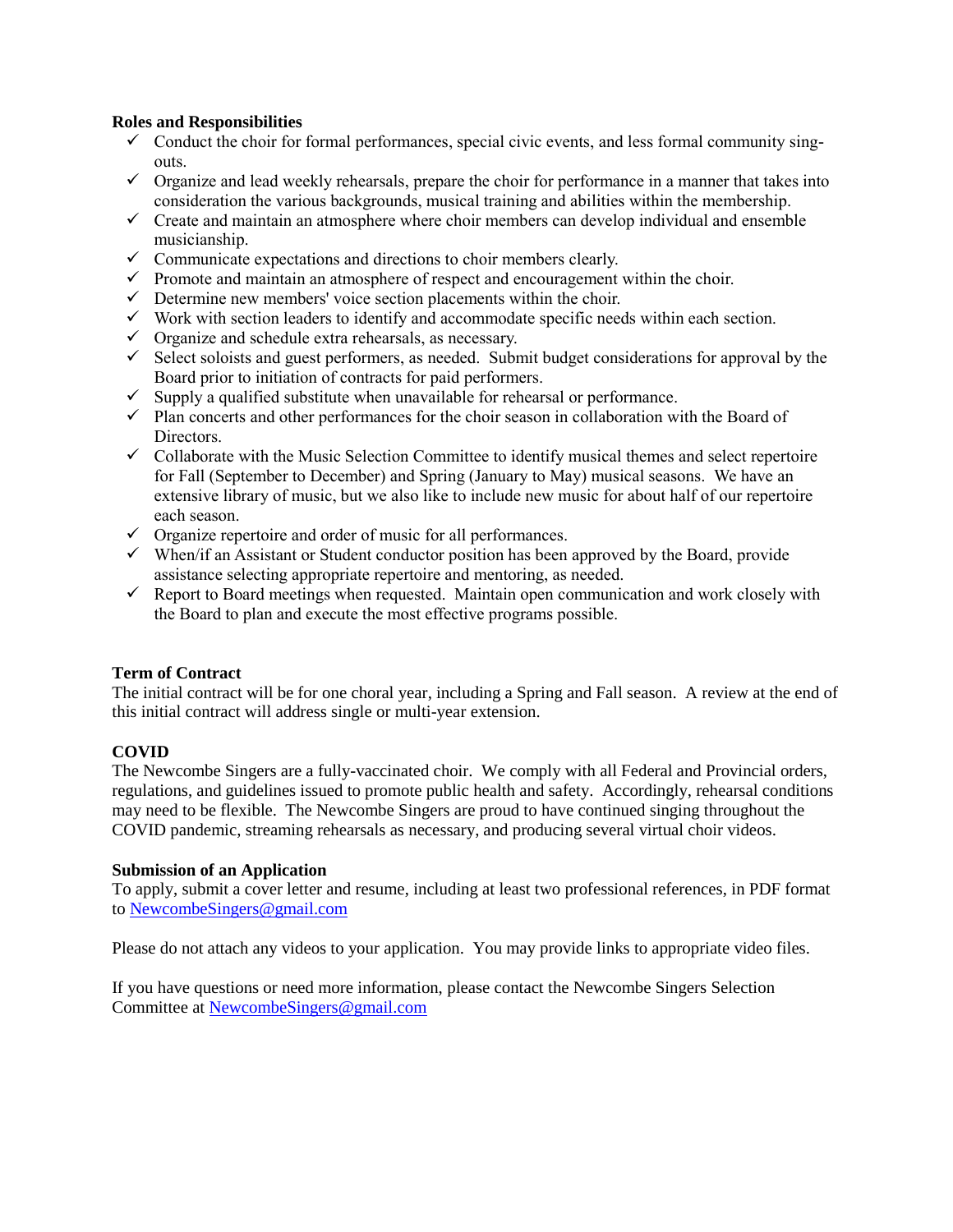**Roles and Responsibilities**

- ✓ Conduct the choir for formal performances, special civic events, and less formal community sing-outs.
- ✓ Organize and lead weekly rehearsals, prepare the choir for performance in a manner that takes into consideration the various backgrounds, musical training and abilities within the membership.
- ✓ Create and maintain an atmosphere where choir members can develop individual and ensemble musicianship.
- ✓ Communicate expectations and directions to choir members clearly.
- ✓ Promote and maintain an atmosphere of respect and encouragement within the choir.
- ✓ Determine new members' voice section placements within the choir.
- ✓ Work with section leaders to identify and accommodate specific needs within each section.
- ✓ Organize and schedule extra rehearsals, as necessary.
- ✓ Select soloists and guest performers, as needed. Submit budget considerations for approval by the Board prior to initiation of contracts for paid performers.
- ✓ Supply a qualified substitute when unavailable for rehearsal or performance.
- ✓ Plan concerts and other performances for the choir season in collaboration with the Board of Directors.
- ✓ Collaborate with the Music Selection Committee to identify musical themes and select repertoire for Fall (September to December) and Spring (January to May) musical seasons. We have an extensive library of music, but we also like to include new music for about half of our repertoire each season.
- ✓ Organize repertoire and order of music for all performances.
- ✓ When/if an Assistant or Student conductor position has been approved by the Board, provide assistance selecting appropriate repertoire and mentoring, as needed.
- ✓ Report to Board meetings when requested. Maintain open communication and work closely with the Board to plan and execute the most effective programs possible.

**Term of Contract**

The initial contract will be for one choral year, including a Spring and Fall season. A review at the end of this initial contract will address single or multi-year extension.

**COVID**

The Newcombe Singers are a fully-vaccinated choir. We comply with all Federal and Provincial orders, regulations, and guidelines issued to promote public health and safety. Accordingly, rehearsal conditions may need to be flexible. The Newcombe Singers are proud to have continued singing throughout the COVID pandemic, streaming rehearsals as necessary, and producing several virtual choir videos.

**Submission of an Application**

To apply, submit a cover letter and resume, including at least two professional references, in PDF format to NewcombeSingers@gmail.com

Please do not attach any videos to your application. You may provide links to appropriate video files.

If you have questions or need more information, please contact the Newcombe Singers Selection Committee at NewcombeSingers@gmail.com